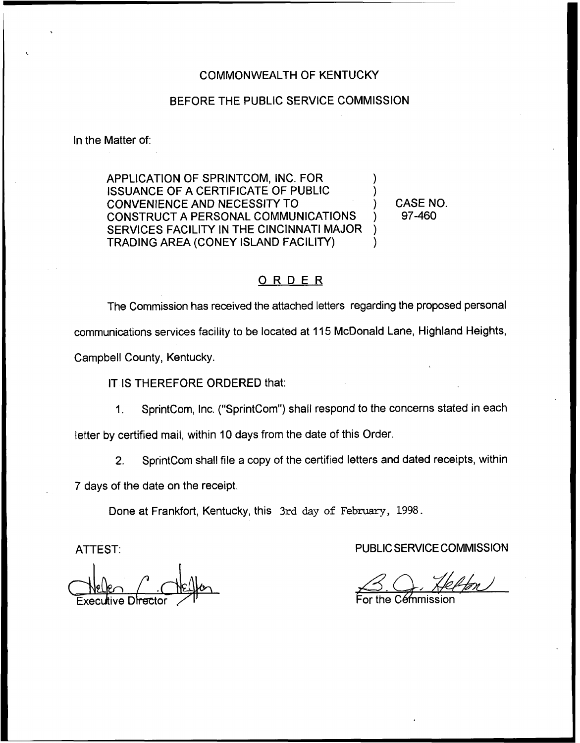COMMONWEALTH OF KENTUCKY

BEFORE THE PUBLIC SERVICE COMMISSION

In the Matter of:

| | | |
|---|---|---|
| APPLICATION OF SPRINTCOM, INC. FOR ISSUANCE OF A CERTIFICATE OF PUBLIC CONVENIENCE AND NECESSITY TO CONSTRUCT A PERSONAL COMMUNICATIONS SERVICES FACILITY IN THE CINCINNATI MAJOR TRADING AREA (CONEY ISLAND FACILITY) | ) | CASE NO. 97-460 |

## ORDER

The Commission has received the attached letters regarding the proposed personal communications services facility to be located at 115 McDonald Lane, Highland Heights, Campbell County, Kentucky.

IT IS THEREFORE ORDERED that:

1. SprintCom, Inc. ("SprintCom") shall respond to the concerns stated in each letter by certified mail, within 10 days from the date of this Order.

2. SprintCom shall file a copy of the certified letters and dated receipts, within 7 days of the date on the receipt.

Done at Frankfort, Kentucky, this 3rd day of February, 1998.

ATTEST:

Executive Director

PUBLIC SERVICE COMMISSION

For the Commission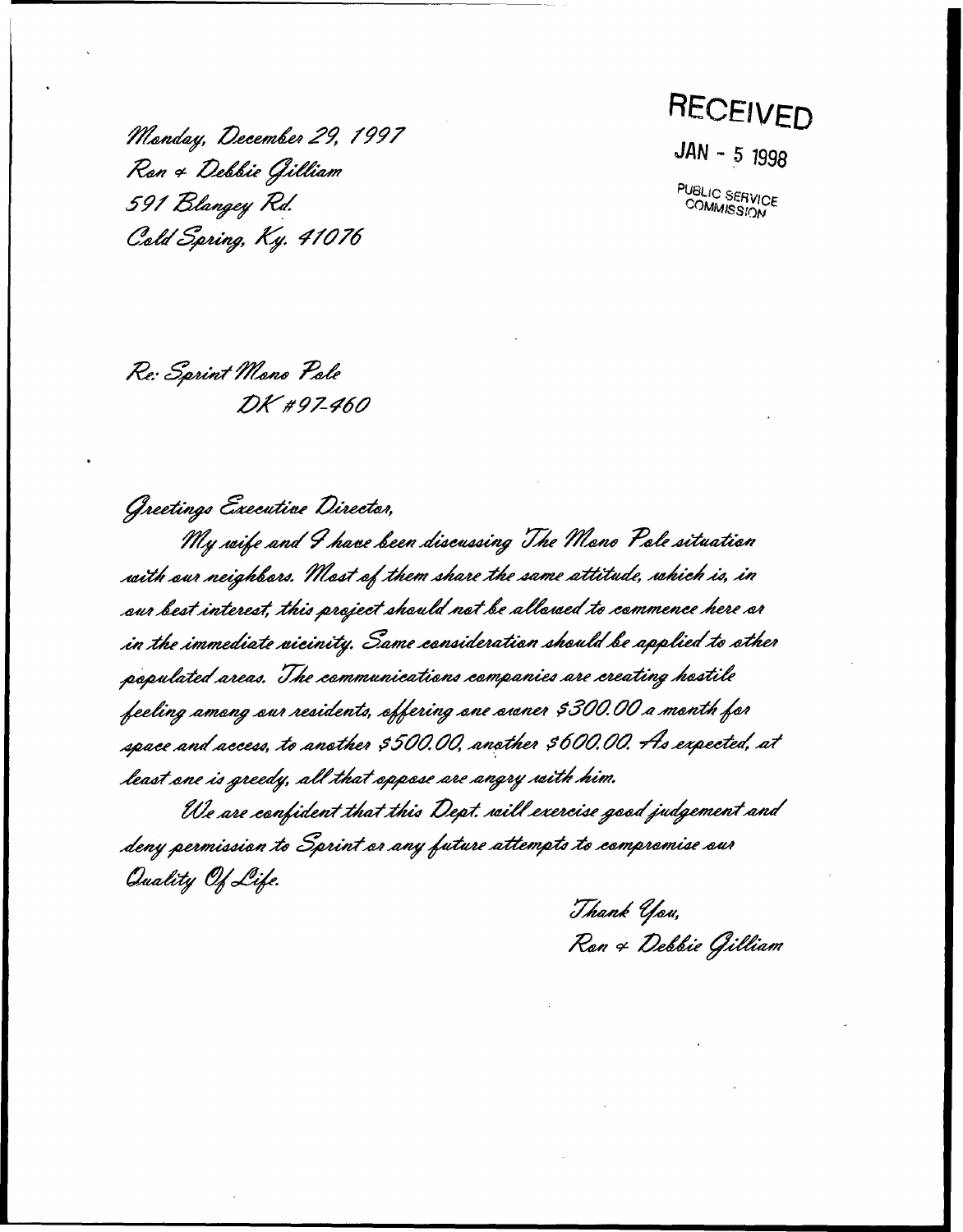Monday, December 29, 1997
Ron & Debbie Gilliam
591 Blangey Rd.
Cold Spring, Ky. 41076

RECEIVED

JAN - 5 1998

PUBLIC SERVICE COMMISSION

Re: Sprint Mono Pole
DK #97-460

Greetings Executive Director,

My wife and I have been discussing The Mono Pole situation with our neighbors. Most of them share the same attitude, which is, in our best interest, this project should not be allowed to commence here or in the immediate vicinity. Same consideration should be applied to other populated areas. The communications companies are creating hostile feeling among our residents, offering one owner $300.00 a month for space and access, to another $500.00, another $600.00. As expected, at least one is greedy, all that oppose are angry with him.

We are confident that this Dept. will exercise good judgement and deny permission to Sprint or any future attempts to compromise our Quality Of Life.

Thank You,
Ron & Debbie Gilliam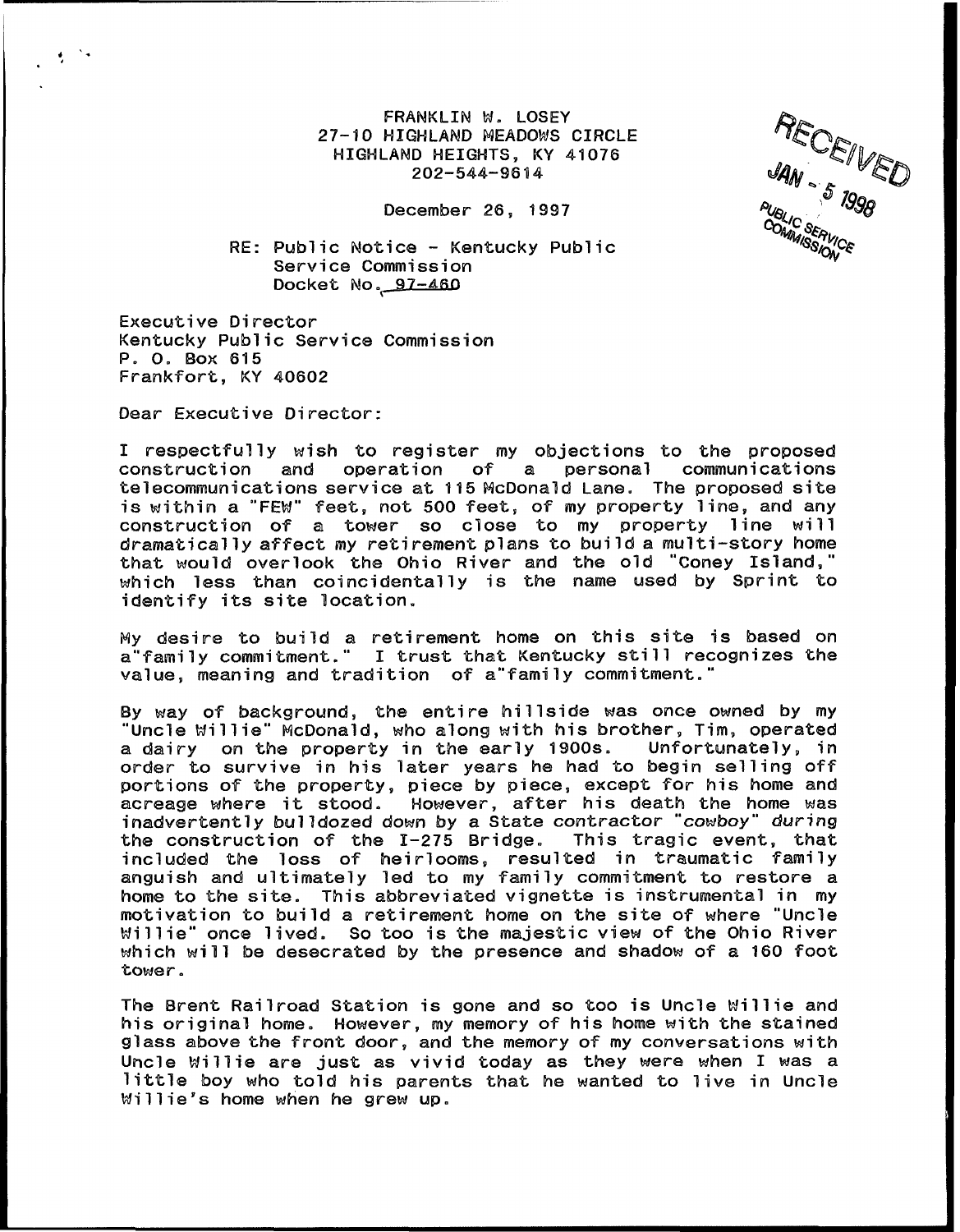FRANKLIN W. LOSEY
27-10 HIGHLAND MEADOWS CIRCLE
HIGHLAND HEIGHTS, KY 41076
202-544-9614

December 26, 1997

RECEIVED
JAN - 5 1998
PUBLIC SERVICE COMMISSION

RE: Public Notice - Kentucky Public Service Commission
Docket No. 97-460

Executive Director
Kentucky Public Service Commission
P. O. Box 615
Frankfort, KY 40602

Dear Executive Director:

I respectfully wish to register my objections to the proposed construction and operation of a personal communications telecommunications service at 115 McDonald Lane. The proposed site is within a "FEW" feet, not 500 feet, of my property line, and any construction of a tower so close to my property line will dramatically affect my retirement plans to build a multi-story home that would overlook the Ohio River and the old "Coney Island," which less than coincidentally is the name used by Sprint to identify its site location.

My desire to build a retirement home on this site is based on a"family commitment." I trust that Kentucky still recognizes the value, meaning and tradition of a"family commitment."

By way of background, the entire hillside was once owned by my "Uncle Willie" McDonald, who along with his brother, Tim, operated a dairy on the property in the early 1900s. Unfortunately, in order to survive in his later years he had to begin selling off portions of the property, piece by piece, except for his home and acreage where it stood. However, after his death the home was inadvertently bulldozed down by a State contractor "cowboy" during the construction of the I-275 Bridge. This tragic event, that included the loss of heirlooms, resulted in traumatic family anguish and ultimately led to my family commitment to restore a home to the site. This abbreviated vignette is instrumental in my motivation to build a retirement home on the site of where "Uncle Willie" once lived. So too is the majestic view of the Ohio River which will be desecrated by the presence and shadow of a 160 foot tower.

The Brent Railroad Station is gone and so too is Uncle Willie and his original home. However, my memory of his home with the stained glass above the front door, and the memory of my conversations with Uncle Willie are just as vivid today as they were when I was a little boy who told his parents that he wanted to live in Uncle Willie's home when he grew up.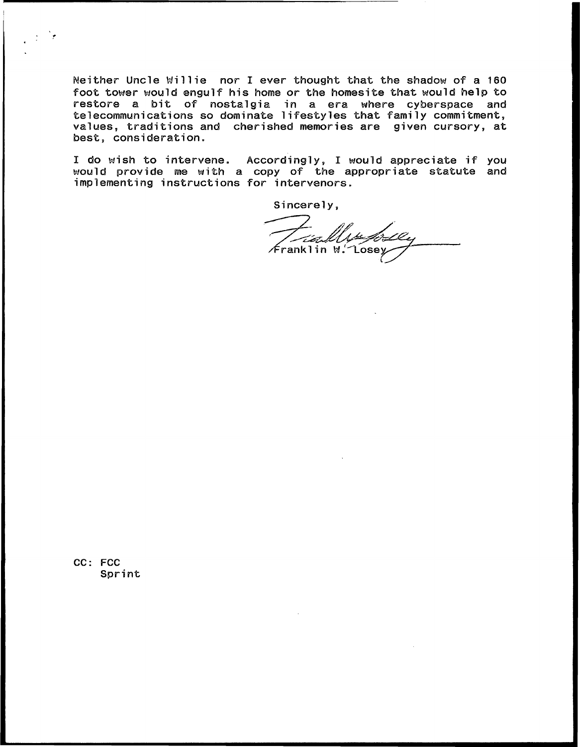Neither Uncle Willie nor I ever thought that the shadow of a 160 foot tower would engulf his home or the homesite that would help to restore a bit of nostalgia in a era where cyberspace and telecommunications so dominate lifestyles that family commitment, values, traditions and cherished memories are given cursory, at best, consideration.

I do wish to intervene. Accordingly, I would appreciate if you would provide me with a copy of the appropriate statute and implementing instructions for intervenors.

Sincerely,

Franklin W. Losey

CC: FCC
Sprint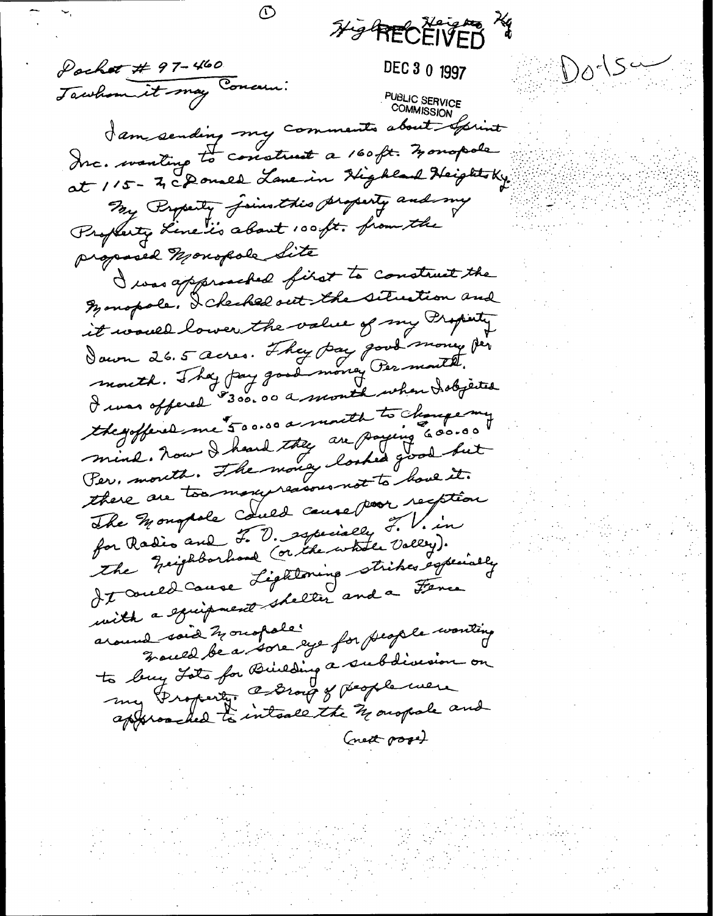①

Highland Heights Ky

RECEIVED

DEC 3 0 1997

PUBLIC SERVICE COMMISSION

Dodson

Docket # 97-460

To whom it may Concern:

I am sending my comments about Sprint Inc. wanting to construct a 160 ft. Monopole at 115 - McDonald Lane in Highland Heights Ky.

My Property joins this property and my Property Line is about 100 ft. from the proposed Monopole Site

I was approached first to construct the Monopole. I checked out the situation and it would lower the value of my Property I own 26.5 acres. They pay good money per month. They pay good money Per month. I was offered $300.00 a month when I objected they offered me $500.00 a month to change my mind. Now I heard they are paying $600.00 Per month. The money looked good but there are too many reasons not to have it. The Monopole Could cause poor reception for Radio and T.V. especially T.V. in the Neighborhood (or the whole Valley). It could cause Lightning strikes especially with a equipment shelter and a Fence around said Monopole.

Would be a sore eye for people wanting to buy Lots for Building a subdivision on my Property. A Group of people were approached to intsall the Monopole and

(next page)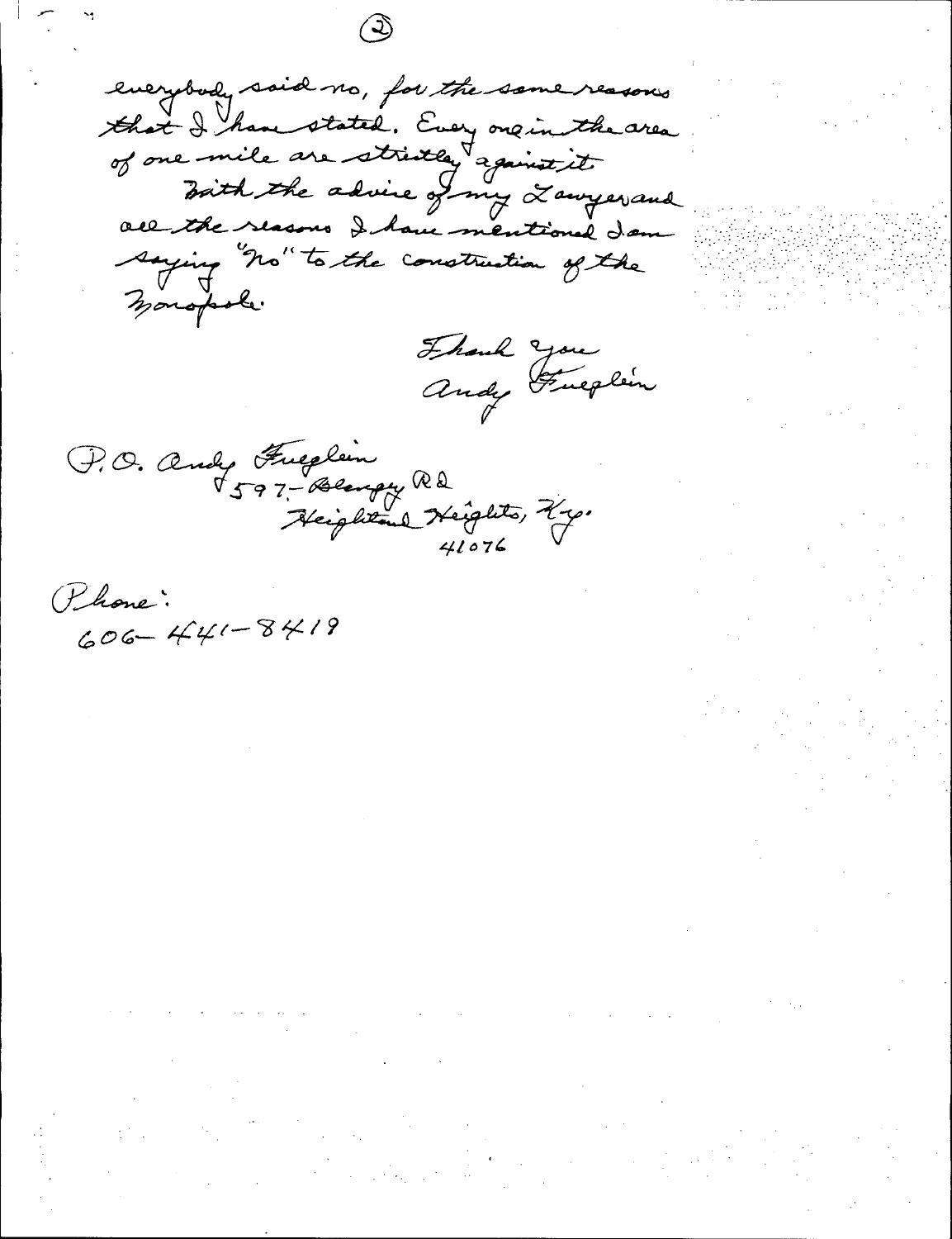everybody said no, for the same reasons that I have stated. Every one in the area of one mile are strictly against it.

With the advice of my Lawyer and all the reasons I have mentioned I am saying "No" to the construction of the Monopole.

Thank you
Andy Fueglein

P.O. Andy Fueglein
597 Blangey Rd
Highland Heights, Ky.
41076

Phone:
606-441-8419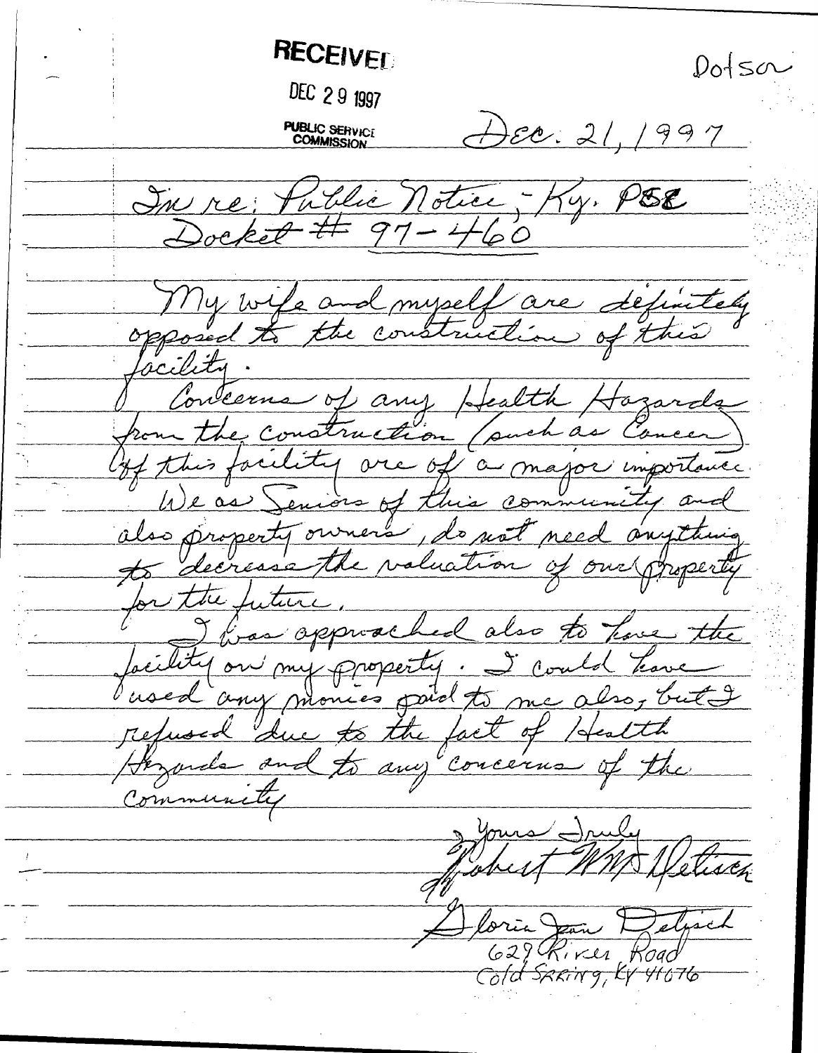**RECEIVED**

DEC 29 1997

PUBLIC SERVICE COMMISSION

Dotson

Dec. 21, 1997

In re: Public Notice, - Ky. PSC Docket # 97-460

My wife and myself are definitely opposed to the construction of this facility.

Concerns of any Health Hazards from the construction (such as Cancer) of this facility are of a major importance.

We as Seniors of this community and also property owners, do not need anything to decrease the valuation of our property for the future.

I was approached also to have the facility on my property. I could have used any monies paid to me also, but I refused due to the fact of Health Hazards and to any concerns of the community

Yours Truly

Robert Wm Detisch

Gloria Jean Detisch

629 River Road
Cold Spring, KY 41076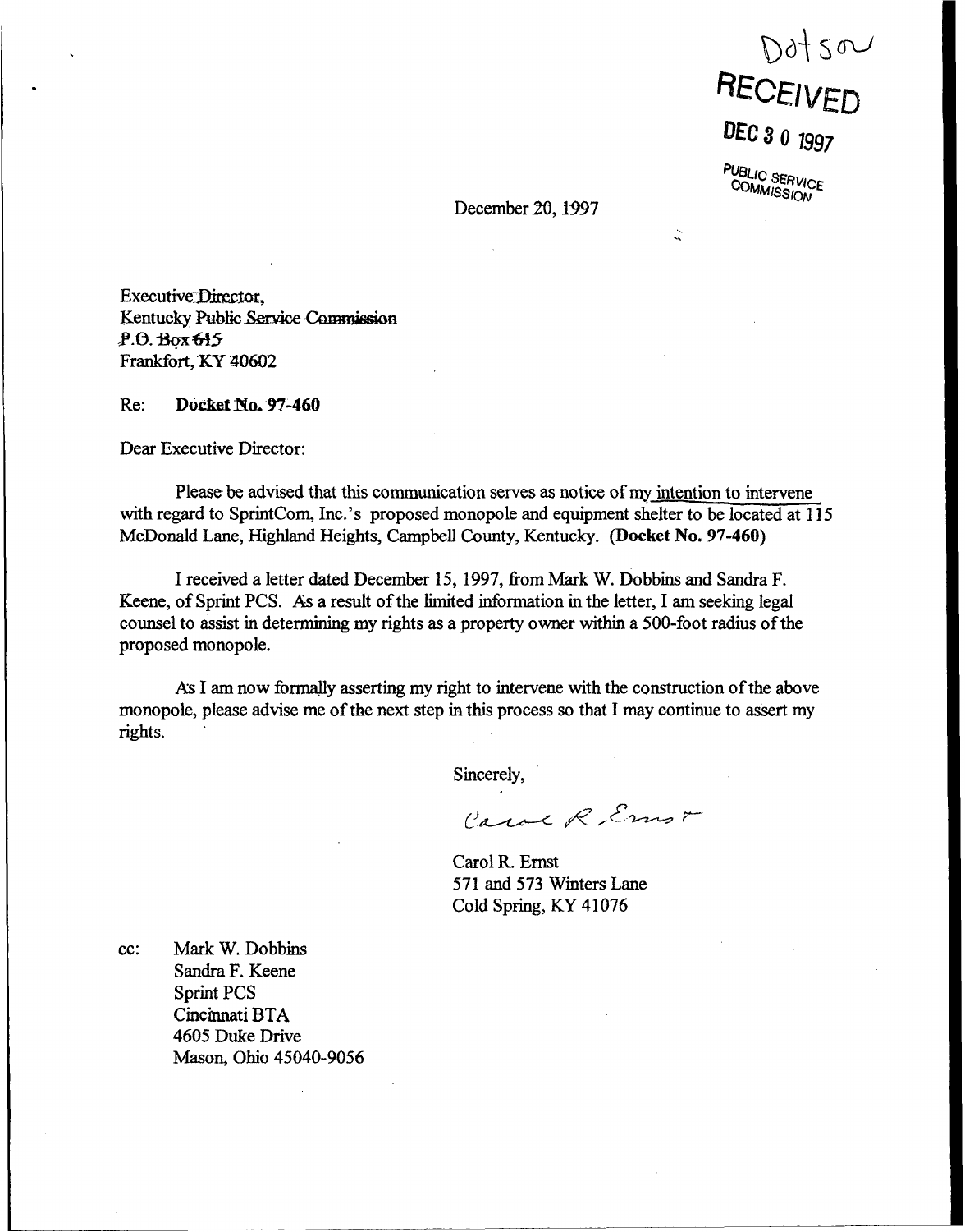Dotson

RECEIVED

DEC 3 0 1997

PUBLIC SERVICE COMMISSION

December 20, 1997

Executive Director,
Kentucky Public Service Commission
P.O. Box 615
Frankfort, KY 40602

Re: **Docket No. 97-460**

Dear Executive Director:

Please be advised that this communication serves as notice of my intention to intervene with regard to SprintCom, Inc.'s proposed monopole and equipment shelter to be located at 115 McDonald Lane, Highland Heights, Campbell County, Kentucky. **(Docket No. 97-460)**

I received a letter dated December 15, 1997, from Mark W. Dobbins and Sandra F. Keene, of Sprint PCS. As a result of the limited information in the letter, I am seeking legal counsel to assist in determining my rights as a property owner within a 500-foot radius of the proposed monopole.

As I am now formally asserting my right to intervene with the construction of the above monopole, please advise me of the next step in this process so that I may continue to assert my rights.

Sincerely,

Carol R. Ernst

Carol R. Ernst
571 and 573 Winters Lane
Cold Spring, KY 41076

cc: Mark W. Dobbins
Sandra F. Keene
Sprint PCS
Cincinnati BTA
4605 Duke Drive
Mason, Ohio 45040-9056